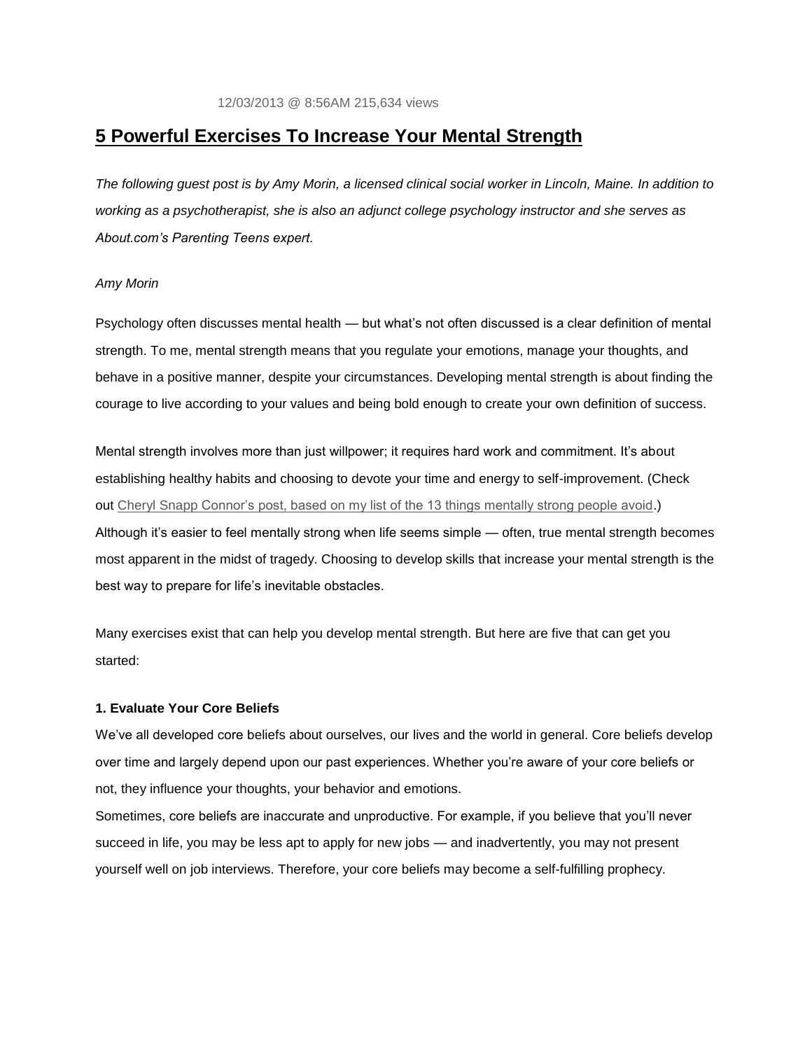12/03/2013 @ 8:56AM 215,634 views

# 5 Powerful Exercises To Increase Your Mental Strength

*The following guest post is by Amy Morin, a licensed clinical social worker in Lincoln, Maine. In addition to working as a psychotherapist, she is also an adjunct college psychology instructor and she serves as About.com's Parenting Teens expert.*

*Amy Morin*

Psychology often discusses mental health — but what's not often discussed is a clear definition of mental strength. To me, mental strength means that you regulate your emotions, manage your thoughts, and behave in a positive manner, despite your circumstances. Developing mental strength is about finding the courage to live according to your values and being bold enough to create your own definition of success.

Mental strength involves more than just willpower; it requires hard work and commitment. It's about establishing healthy habits and choosing to devote your time and energy to self-improvement. (Check out Cheryl Snapp Connor's post, based on my list of the 13 things mentally strong people avoid.) Although it's easier to feel mentally strong when life seems simple — often, true mental strength becomes most apparent in the midst of tragedy. Choosing to develop skills that increase your mental strength is the best way to prepare for life's inevitable obstacles.

Many exercises exist that can help you develop mental strength. But here are five that can get you started:

**1. Evaluate Your Core Beliefs**

We've all developed core beliefs about ourselves, our lives and the world in general. Core beliefs develop over time and largely depend upon our past experiences. Whether you're aware of your core beliefs or not, they influence your thoughts, your behavior and emotions.

Sometimes, core beliefs are inaccurate and unproductive. For example, if you believe that you'll never succeed in life, you may be less apt to apply for new jobs — and inadvertently, you may not present yourself well on job interviews. Therefore, your core beliefs may become a self-fulfilling prophecy.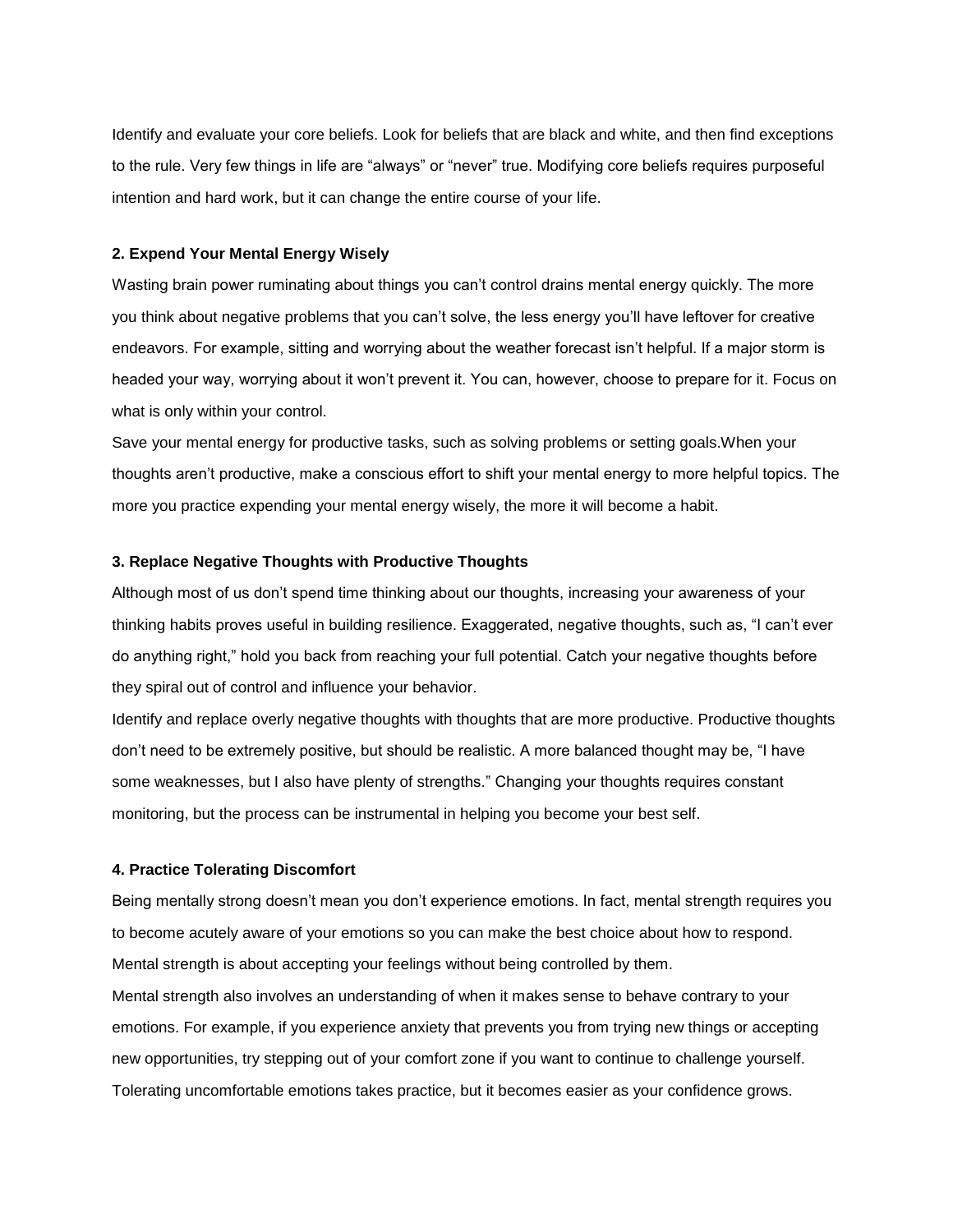Identify and evaluate your core beliefs. Look for beliefs that are black and white, and then find exceptions to the rule. Very few things in life are “always” or “never” true. Modifying core beliefs requires purposeful intention and hard work, but it can change the entire course of your life.

**2. Expend Your Mental Energy Wisely**

Wasting brain power ruminating about things you can’t control drains mental energy quickly. The more you think about negative problems that you can’t solve, the less energy you’ll have leftover for creative endeavors. For example, sitting and worrying about the weather forecast isn’t helpful. If a major storm is headed your way, worrying about it won’t prevent it. You can, however, choose to prepare for it. Focus on what is only within your control.

Save your mental energy for productive tasks, such as solving problems or setting goals.When your thoughts aren’t productive, make a conscious effort to shift your mental energy to more helpful topics. The more you practice expending your mental energy wisely, the more it will become a habit.

**3. Replace Negative Thoughts with Productive Thoughts**

Although most of us don’t spend time thinking about our thoughts, increasing your awareness of your thinking habits proves useful in building resilience. Exaggerated, negative thoughts, such as, “I can’t ever do anything right,” hold you back from reaching your full potential. Catch your negative thoughts before they spiral out of control and influence your behavior.

Identify and replace overly negative thoughts with thoughts that are more productive. Productive thoughts don’t need to be extremely positive, but should be realistic. A more balanced thought may be, “I have some weaknesses, but I also have plenty of strengths.” Changing your thoughts requires constant monitoring, but the process can be instrumental in helping you become your best self.

**4. Practice Tolerating Discomfort**

Being mentally strong doesn’t mean you don’t experience emotions. In fact, mental strength requires you to become acutely aware of your emotions so you can make the best choice about how to respond. Mental strength is about accepting your feelings without being controlled by them.

Mental strength also involves an understanding of when it makes sense to behave contrary to your emotions. For example, if you experience anxiety that prevents you from trying new things or accepting new opportunities, try stepping out of your comfort zone if you want to continue to challenge yourself. Tolerating uncomfortable emotions takes practice, but it becomes easier as your confidence grows.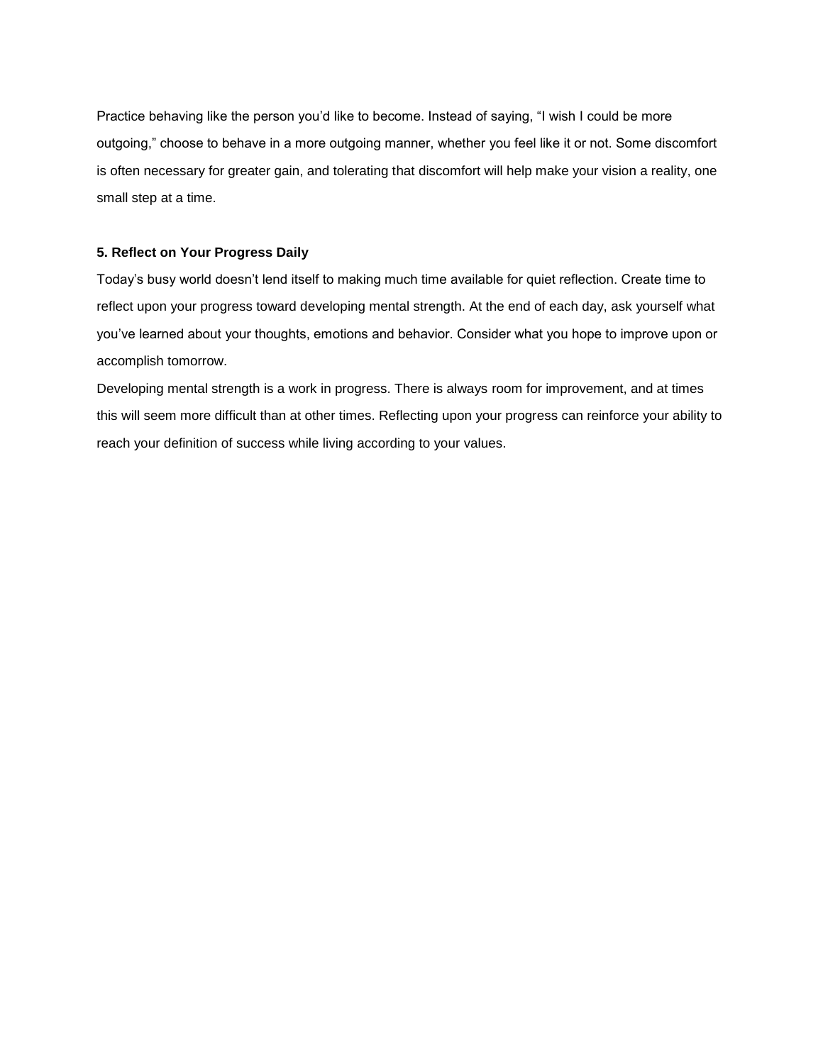Practice behaving like the person you'd like to become. Instead of saying, "I wish I could be more outgoing," choose to behave in a more outgoing manner, whether you feel like it or not. Some discomfort is often necessary for greater gain, and tolerating that discomfort will help make your vision a reality, one small step at a time.

**5. Reflect on Your Progress Daily**

Today's busy world doesn't lend itself to making much time available for quiet reflection. Create time to reflect upon your progress toward developing mental strength. At the end of each day, ask yourself what you've learned about your thoughts, emotions and behavior. Consider what you hope to improve upon or accomplish tomorrow.

Developing mental strength is a work in progress. There is always room for improvement, and at times this will seem more difficult than at other times. Reflecting upon your progress can reinforce your ability to reach your definition of success while living according to your values.